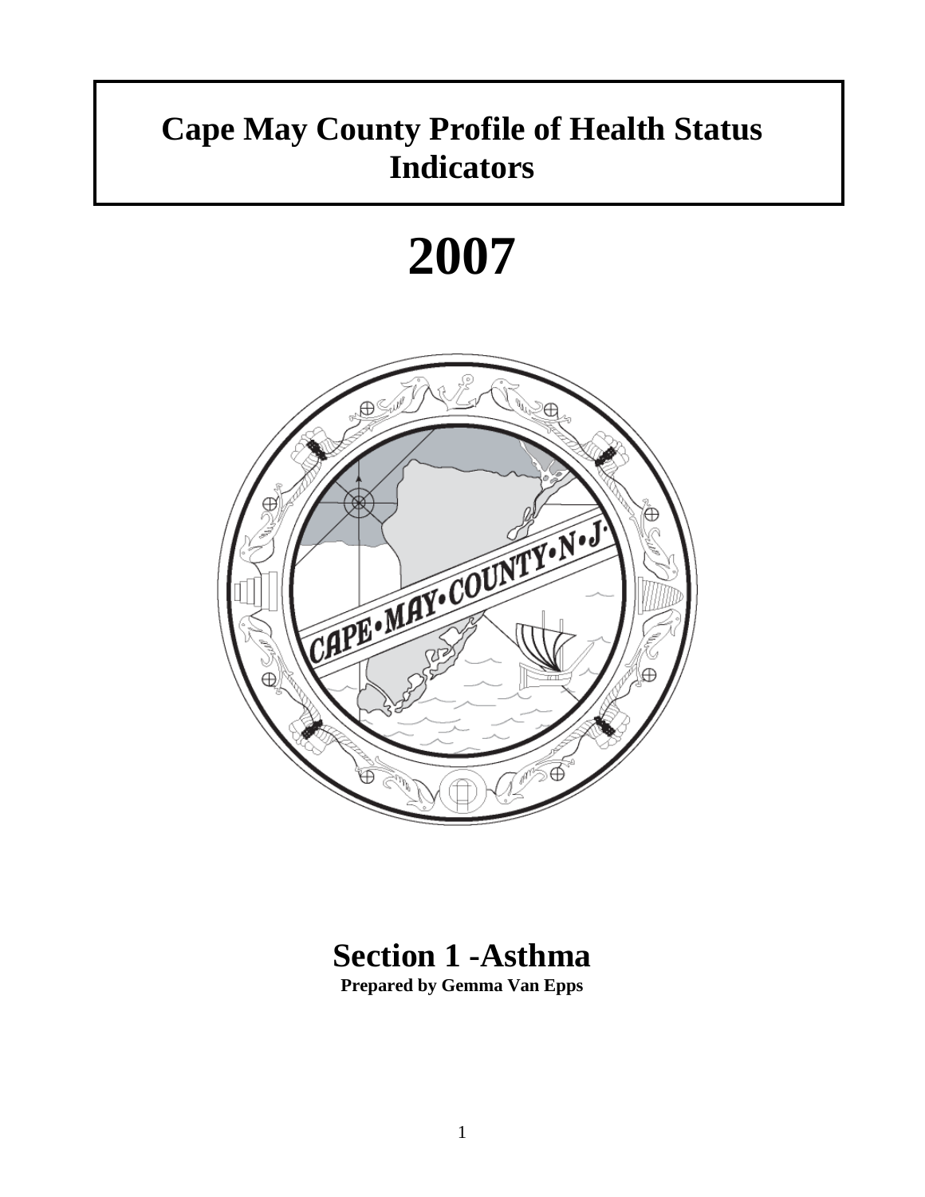# Cape May County Profile of Health Status Indicators

# 2007

## Section 1 -Asthma

**Prepared by Gemma Van Epps**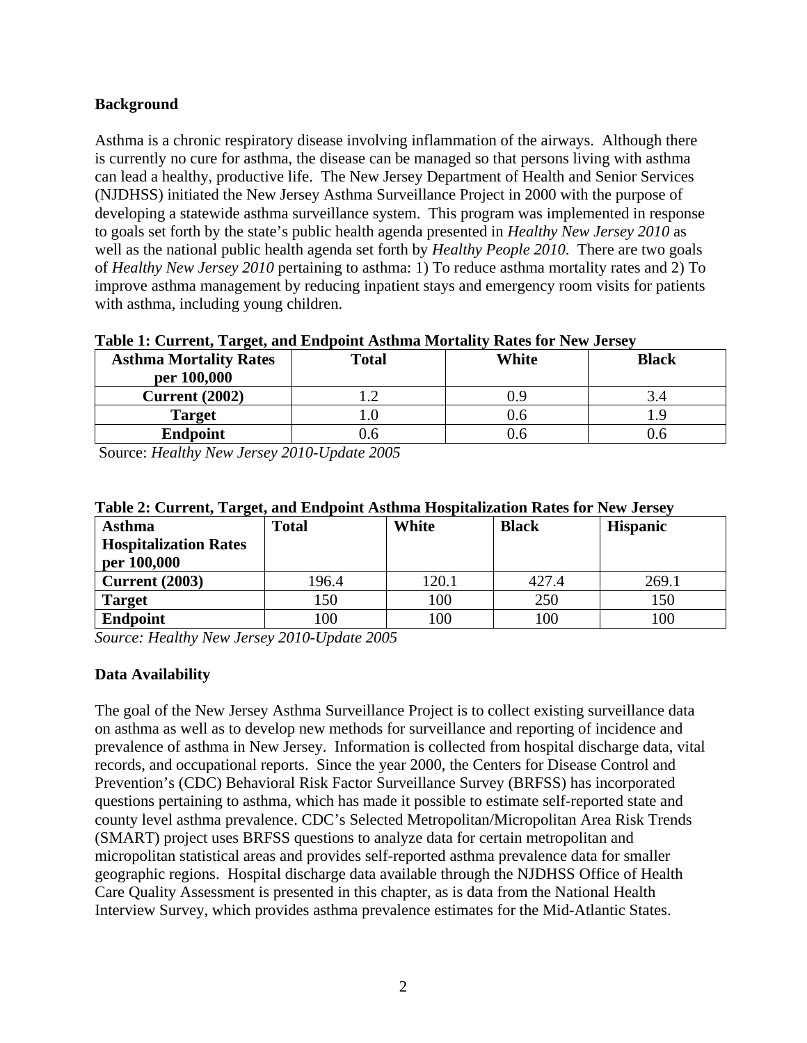**Background**

Asthma is a chronic respiratory disease involving inflammation of the airways. Although there is currently no cure for asthma, the disease can be managed so that persons living with asthma can lead a healthy, productive life. The New Jersey Department of Health and Senior Services (NJDHSS) initiated the New Jersey Asthma Surveillance Project in 2000 with the purpose of developing a statewide asthma surveillance system. This program was implemented in response to goals set forth by the state's public health agenda presented in *Healthy New Jersey 2010* as well as the national public health agenda set forth by *Healthy People 2010*. There are two goals of *Healthy New Jersey 2010* pertaining to asthma: 1) To reduce asthma mortality rates and 2) To improve asthma management by reducing inpatient stays and emergency room visits for patients with asthma, including young children.

**Table 1: Current, Target, and Endpoint Asthma Mortality Rates for New Jersey**

| Asthma Mortality Rates per 100,000 | Total | White | Black |
|---|---|---|---|
| **Current (2002)** | 1.2 | 0.9 | 3.4 |
| **Target** | 1.0 | 0.6 | 1.9 |
| **Endpoint** | 0.6 | 0.6 | 0.6 |

Source: *Healthy New Jersey 2010-Update 2005*

**Table 2: Current, Target, and Endpoint Asthma Hospitalization Rates for New Jersey**

| Asthma Hospitalization Rates per 100,000 | Total | White | Black | Hispanic |
|---|---|---|---|---|
| **Current (2003)** | 196.4 | 120.1 | 427.4 | 269.1 |
| **Target** | 150 | 100 | 250 | 150 |
| **Endpoint** | 100 | 100 | 100 | 100 |

*Source: Healthy New Jersey 2010-Update 2005*

**Data Availability**

The goal of the New Jersey Asthma Surveillance Project is to collect existing surveillance data on asthma as well as to develop new methods for surveillance and reporting of incidence and prevalence of asthma in New Jersey. Information is collected from hospital discharge data, vital records, and occupational reports. Since the year 2000, the Centers for Disease Control and Prevention's (CDC) Behavioral Risk Factor Surveillance Survey (BRFSS) has incorporated questions pertaining to asthma, which has made it possible to estimate self-reported state and county level asthma prevalence. CDC's Selected Metropolitan/Micropolitan Area Risk Trends (SMART) project uses BRFSS questions to analyze data for certain metropolitan and micropolitan statistical areas and provides self-reported asthma prevalence data for smaller geographic regions. Hospital discharge data available through the NJDHSS Office of Health Care Quality Assessment is presented in this chapter, as is data from the National Health Interview Survey, which provides asthma prevalence estimates for the Mid-Atlantic States.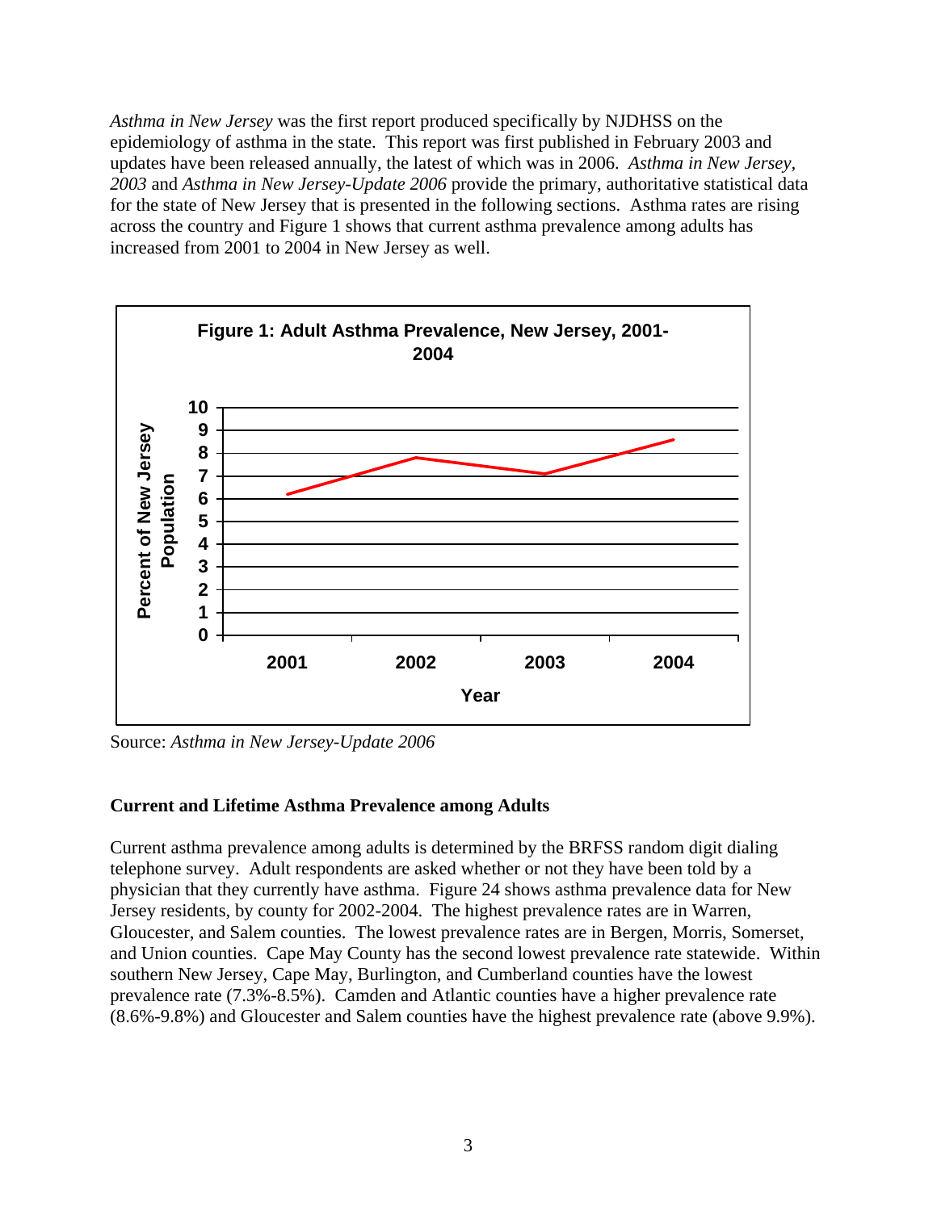*Asthma in New Jersey* was the first report produced specifically by NJDHSS on the epidemiology of asthma in the state. This report was first published in February 2003 and updates have been released annually, the latest of which was in 2006. *Asthma in New Jersey, 2003* and *Asthma in New Jersey-Update 2006* provide the primary, authoritative statistical data for the state of New Jersey that is presented in the following sections. Asthma rates are rising across the country and Figure 1 shows that current asthma prevalence among adults has increased from 2001 to 2004 in New Jersey as well.

**Figure 1: Adult Asthma Prevalence, New Jersey, 2001-2004**

Source: *Asthma in New Jersey-Update 2006*

**Current and Lifetime Asthma Prevalence among Adults**

Current asthma prevalence among adults is determined by the BRFSS random digit dialing telephone survey. Adult respondents are asked whether or not they have been told by a physician that they currently have asthma. Figure 24 shows asthma prevalence data for New Jersey residents, by county for 2002-2004. The highest prevalence rates are in Warren, Gloucester, and Salem counties. The lowest prevalence rates are in Bergen, Morris, Somerset, and Union counties. Cape May County has the second lowest prevalence rate statewide. Within southern New Jersey, Cape May, Burlington, and Cumberland counties have the lowest prevalence rate (7.3%-8.5%). Camden and Atlantic counties have a higher prevalence rate (8.6%-9.8%) and Gloucester and Salem counties have the highest prevalence rate (above 9.9%).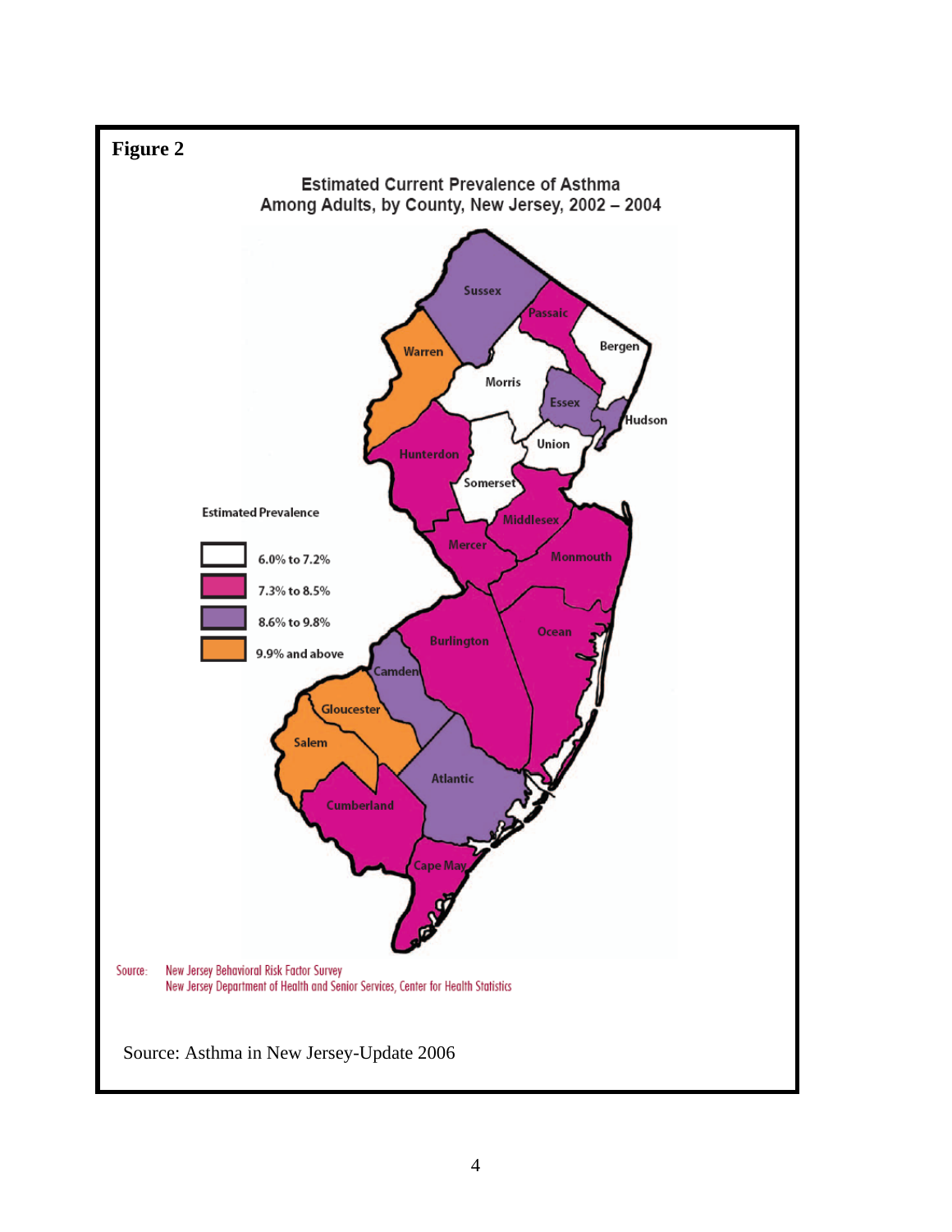**Figure 2**

Estimated Current Prevalence of Asthma Among Adults, by County, New Jersey, 2002 – 2004

Estimated Prevalence

- 6.0% to 7.2%
- 7.3% to 8.5%
- 8.6% to 9.8%
- 9.9% and above

Sussex, Passaic, Bergen, Warren, Morris, Essex, Hudson, Union, Hunterdon, Somerset, Middlesex, Mercer, Monmouth, Ocean, Burlington, Camden, Gloucester, Salem, Atlantic, Cumberland, Cape May

Source: New Jersey Behavioral Risk Factor Survey
New Jersey Department of Health and Senior Services, Center for Health Statistics

Source: Asthma in New Jersey-Update 2006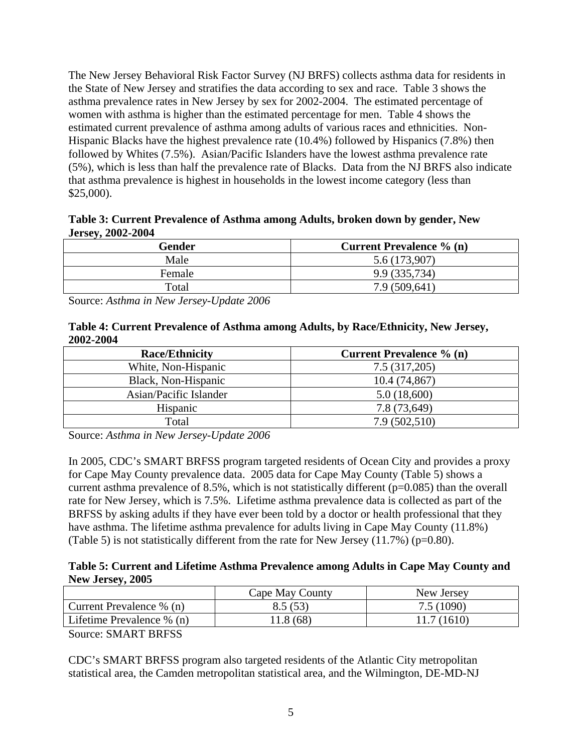The New Jersey Behavioral Risk Factor Survey (NJ BRFS) collects asthma data for residents in the State of New Jersey and stratifies the data according to sex and race. Table 3 shows the asthma prevalence rates in New Jersey by sex for 2002-2004. The estimated percentage of women with asthma is higher than the estimated percentage for men. Table 4 shows the estimated current prevalence of asthma among adults of various races and ethnicities. Non-Hispanic Blacks have the highest prevalence rate (10.4%) followed by Hispanics (7.8%) then followed by Whites (7.5%). Asian/Pacific Islanders have the lowest asthma prevalence rate (5%), which is less than half the prevalence rate of Blacks. Data from the NJ BRFS also indicate that asthma prevalence is highest in households in the lowest income category (less than $25,000).

**Table 3: Current Prevalence of Asthma among Adults, broken down by gender, New Jersey, 2002-2004**

| Gender | Current Prevalence % (n) |
|---|---|
| Male | 5.6 (173,907) |
| Female | 9.9 (335,734) |
| Total | 7.9 (509,641) |

Source: *Asthma in New Jersey-Update 2006*

**Table 4: Current Prevalence of Asthma among Adults, by Race/Ethnicity, New Jersey, 2002-2004**

| Race/Ethnicity | Current Prevalence % (n) |
|---|---|
| White, Non-Hispanic | 7.5 (317,205) |
| Black, Non-Hispanic | 10.4 (74,867) |
| Asian/Pacific Islander | 5.0 (18,600) |
| Hispanic | 7.8 (73,649) |
| Total | 7.9 (502,510) |

Source: *Asthma in New Jersey-Update 2006*

In 2005, CDC's SMART BRFSS program targeted residents of Ocean City and provides a proxy for Cape May County prevalence data. 2005 data for Cape May County (Table 5) shows a current asthma prevalence of 8.5%, which is not statistically different ($p=0.085$) than the overall rate for New Jersey, which is 7.5%. Lifetime asthma prevalence data is collected as part of the BRFSS by asking adults if they have ever been told by a doctor or health professional that they have asthma. The lifetime asthma prevalence for adults living in Cape May County (11.8%) (Table 5) is not statistically different from the rate for New Jersey (11.7%) ($p=0.80$).

**Table 5: Current and Lifetime Asthma Prevalence among Adults in Cape May County and New Jersey, 2005**

| | Cape May County | New Jersey |
|---|---|---|
| Current Prevalence % (n) | 8.5 (53) | 7.5 (1090) |
| Lifetime Prevalence % (n) | 11.8 (68) | 11.7 (1610) |

Source: SMART BRFSS

CDC's SMART BRFSS program also targeted residents of the Atlantic City metropolitan statistical area, the Camden metropolitan statistical area, and the Wilmington, DE-MD-NJ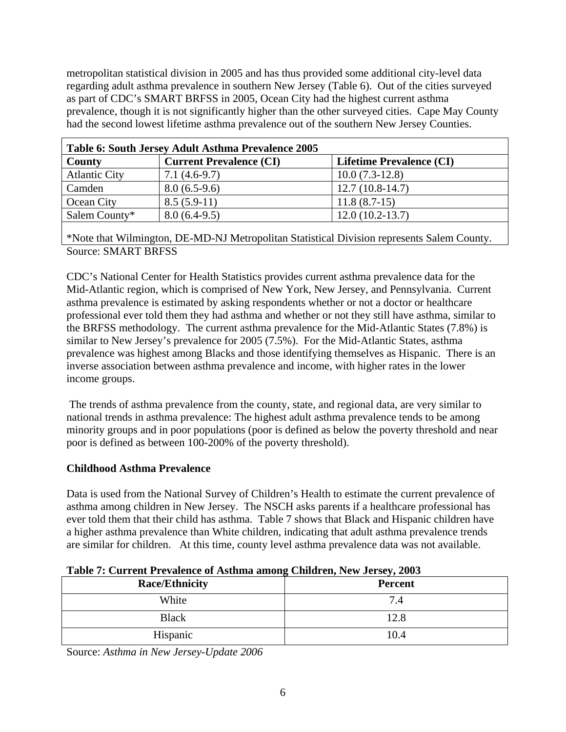metropolitan statistical division in 2005 and has thus provided some additional city-level data regarding adult asthma prevalence in southern New Jersey (Table 6). Out of the cities surveyed as part of CDC's SMART BRFSS in 2005, Ocean City had the highest current asthma prevalence, though it is not significantly higher than the other surveyed cities. Cape May County had the second lowest lifetime asthma prevalence out of the southern New Jersey Counties.

**Table 6: South Jersey Adult Asthma Prevalence 2005**

| County | Current Prevalence (CI) | Lifetime Prevalence (CI) |
|---|---|---|
| Atlantic City | 7.1 (4.6-9.7) | 10.0 (7.3-12.8) |
| Camden | 8.0 (6.5-9.6) | 12.7 (10.8-14.7) |
| Ocean City | 8.5 (5.9-11) | 11.8 (8.7-15) |
| Salem County* | 8.0 (6.4-9.5) | 12.0 (10.2-13.7) |

*Note that Wilmington, DE-MD-NJ Metropolitan Statistical Division represents Salem County.

Source: SMART BRFSS

CDC's National Center for Health Statistics provides current asthma prevalence data for the Mid-Atlantic region, which is comprised of New York, New Jersey, and Pennsylvania. Current asthma prevalence is estimated by asking respondents whether or not a doctor or healthcare professional ever told them they had asthma and whether or not they still have asthma, similar to the BRFSS methodology. The current asthma prevalence for the Mid-Atlantic States (7.8%) is similar to New Jersey's prevalence for 2005 (7.5%). For the Mid-Atlantic States, asthma prevalence was highest among Blacks and those identifying themselves as Hispanic. There is an inverse association between asthma prevalence and income, with higher rates in the lower income groups.

The trends of asthma prevalence from the county, state, and regional data, are very similar to national trends in asthma prevalence: The highest adult asthma prevalence tends to be among minority groups and in poor populations (poor is defined as below the poverty threshold and near poor is defined as between 100-200% of the poverty threshold).

**Childhood Asthma Prevalence**

Data is used from the National Survey of Children's Health to estimate the current prevalence of asthma among children in New Jersey. The NSCH asks parents if a healthcare professional has ever told them that their child has asthma. Table 7 shows that Black and Hispanic children have a higher asthma prevalence than White children, indicating that adult asthma prevalence trends are similar for children. At this time, county level asthma prevalence data was not available.

**Table 7: Current Prevalence of Asthma among Children, New Jersey, 2003**

| Race/Ethnicity | Percent |
|---|---|
| White | 7.4 |
| Black | 12.8 |
| Hispanic | 10.4 |

Source: *Asthma in New Jersey-Update 2006*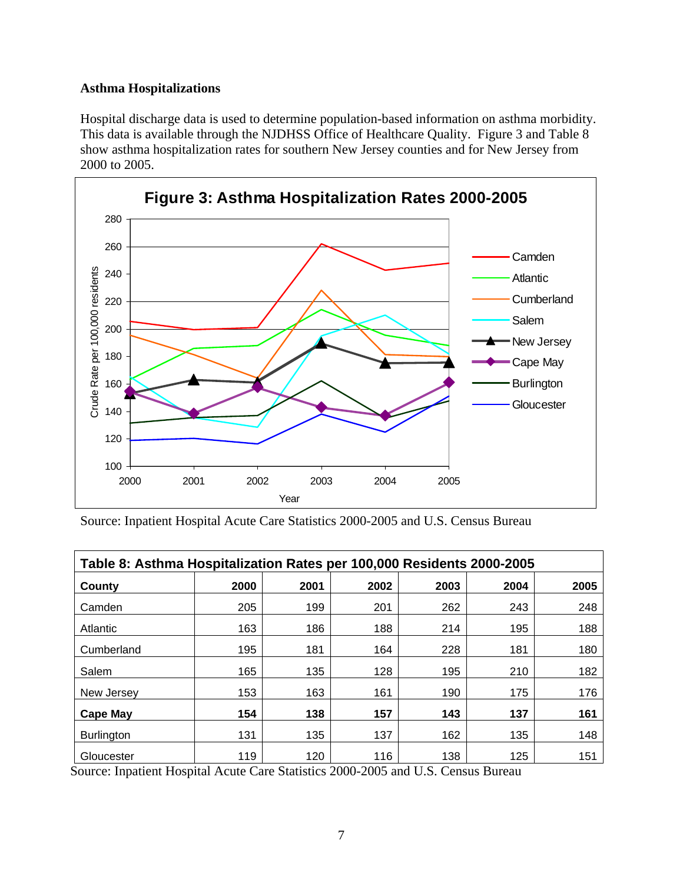### Asthma Hospitalizations

Hospital discharge data is used to determine population-based information on asthma morbidity. This data is available through the NJDHSS Office of Healthcare Quality. Figure 3 and Table 8 show asthma hospitalization rates for southern New Jersey counties and for New Jersey from 2000 to 2005.

**Figure 3: Asthma Hospitalization Rates 2000-2005**

Source: Inpatient Hospital Acute Care Statistics 2000-2005 and U.S. Census Bureau

**Table 8: Asthma Hospitalization Rates per 100,000 Residents 2000-2005**

| County | 2000 | 2001 | 2002 | 2003 | 2004 | 2005 |
|---|---|---|---|---|---|---|
| Camden | 205 | 199 | 201 | 262 | 243 | 248 |
| Atlantic | 163 | 186 | 188 | 214 | 195 | 188 |
| Cumberland | 195 | 181 | 164 | 228 | 181 | 180 |
| Salem | 165 | 135 | 128 | 195 | 210 | 182 |
| New Jersey | 153 | 163 | 161 | 190 | 175 | 176 |
| **Cape May** | **154** | **138** | **157** | **143** | **137** | **161** |
| Burlington | 131 | 135 | 137 | 162 | 135 | 148 |
| Gloucester | 119 | 120 | 116 | 138 | 125 | 151 |

Source: Inpatient Hospital Acute Care Statistics 2000-2005 and U.S. Census Bureau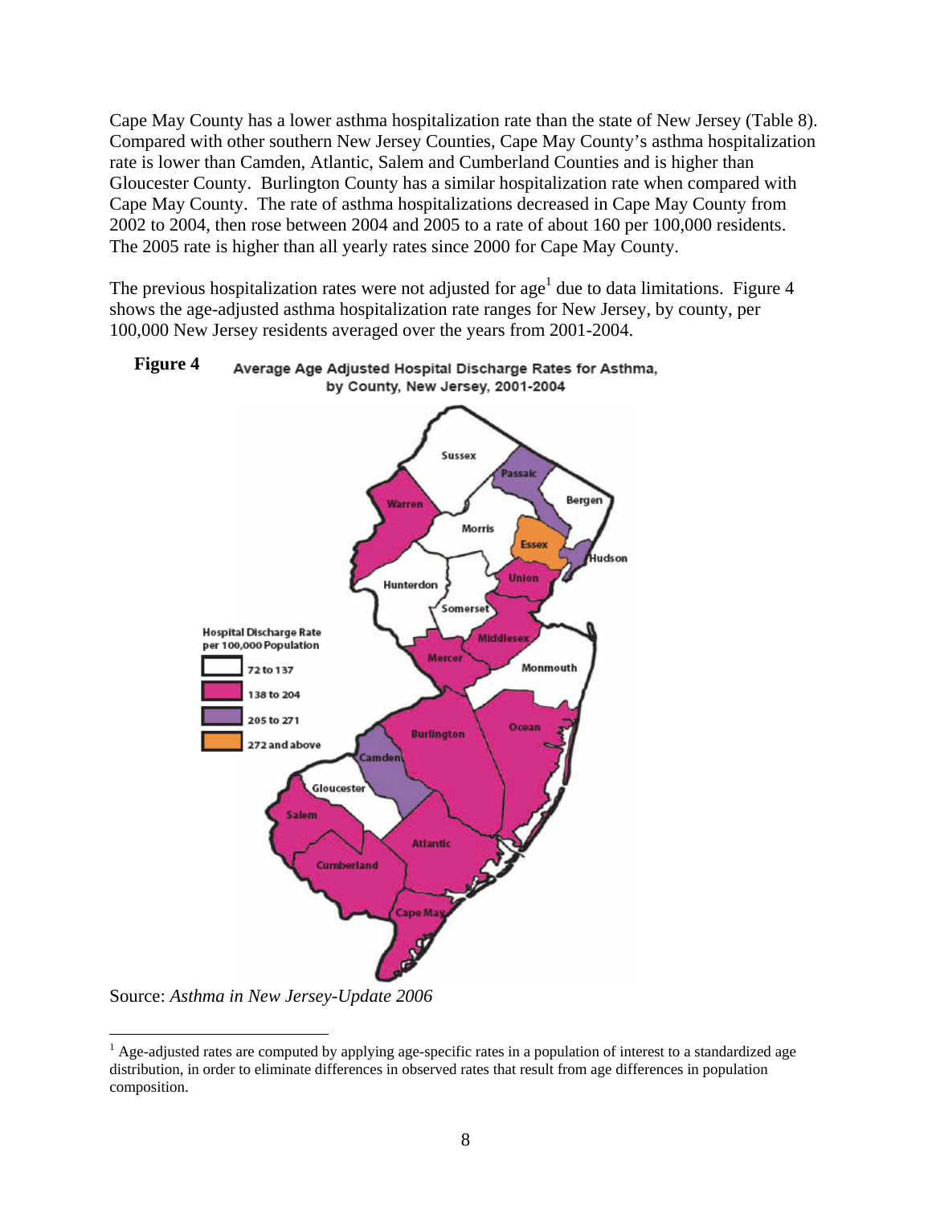Cape May County has a lower asthma hospitalization rate than the state of New Jersey (Table 8). Compared with other southern New Jersey Counties, Cape May County's asthma hospitalization rate is lower than Camden, Atlantic, Salem and Cumberland Counties and is higher than Gloucester County. Burlington County has a similar hospitalization rate when compared with Cape May County. The rate of asthma hospitalizations decreased in Cape May County from 2002 to 2004, then rose between 2004 and 2005 to a rate of about 160 per 100,000 residents. The 2005 rate is higher than all yearly rates since 2000 for Cape May County.

The previous hospitalization rates were not adjusted for age[1] due to data limitations. Figure 4 shows the age-adjusted asthma hospitalization rate ranges for New Jersey, by county, per 100,000 New Jersey residents averaged over the years from 2001-2004.

**Figure 4** Average Age Adjusted Hospital Discharge Rates for Asthma, by County, New Jersey, 2001-2004

Source: *Asthma in New Jersey-Update 2006*

[1] Age-adjusted rates are computed by applying age-specific rates in a population of interest to a standardized age distribution, in order to eliminate differences in observed rates that result from age differences in population composition.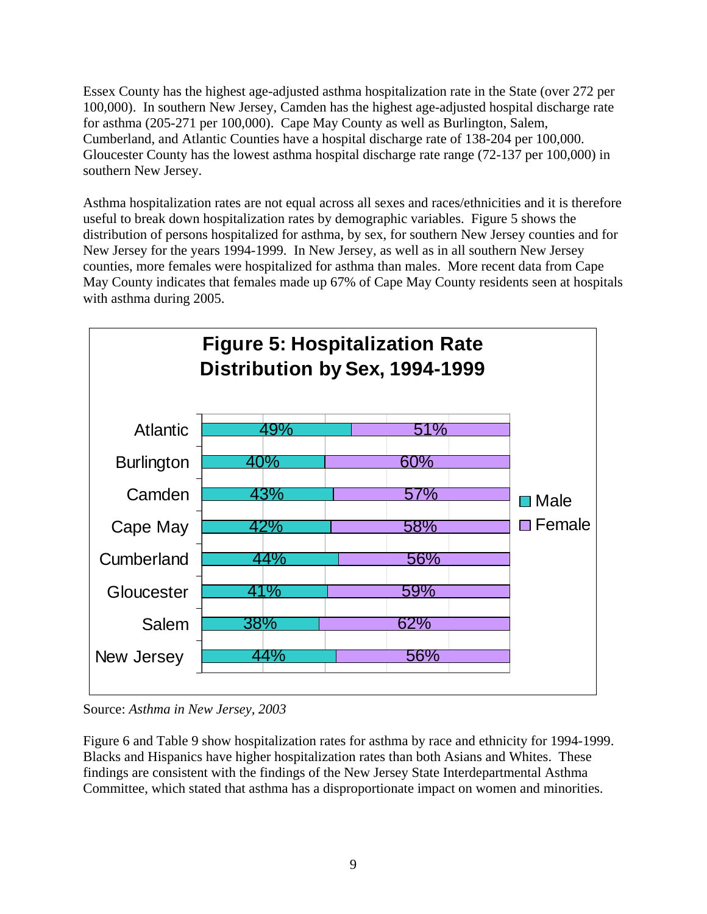Essex County has the highest age-adjusted asthma hospitalization rate in the State (over 272 per 100,000). In southern New Jersey, Camden has the highest age-adjusted hospital discharge rate for asthma (205-271 per 100,000). Cape May County as well as Burlington, Salem, Cumberland, and Atlantic Counties have a hospital discharge rate of 138-204 per 100,000. Gloucester County has the lowest asthma hospital discharge rate range (72-137 per 100,000) in southern New Jersey.

Asthma hospitalization rates are not equal across all sexes and races/ethnicities and it is therefore useful to break down hospitalization rates by demographic variables. Figure 5 shows the distribution of persons hospitalized for asthma, by sex, for southern New Jersey counties and for New Jersey for the years 1994-1999. In New Jersey, as well as in all southern New Jersey counties, more females were hospitalized for asthma than males. More recent data from Cape May County indicates that females made up 67% of Cape May County residents seen at hospitals with asthma during 2005.

**Figure 5: Hospitalization Rate Distribution by Sex, 1994-1999**

| | Male | Female |
|---|---|---|
| Atlantic | 49% | 51% |
| Burlington | 40% | 60% |
| Camden | 43% | 57% |
| Cape May | 42% | 58% |
| Cumberland | 44% | 56% |
| Gloucester | 41% | 59% |
| Salem | 38% | 62% |
| New Jersey | 44% | 56% |

Source: *Asthma in New Jersey, 2003*

Figure 6 and Table 9 show hospitalization rates for asthma by race and ethnicity for 1994-1999. Blacks and Hispanics have higher hospitalization rates than both Asians and Whites. These findings are consistent with the findings of the New Jersey State Interdepartmental Asthma Committee, which stated that asthma has a disproportionate impact on women and minorities.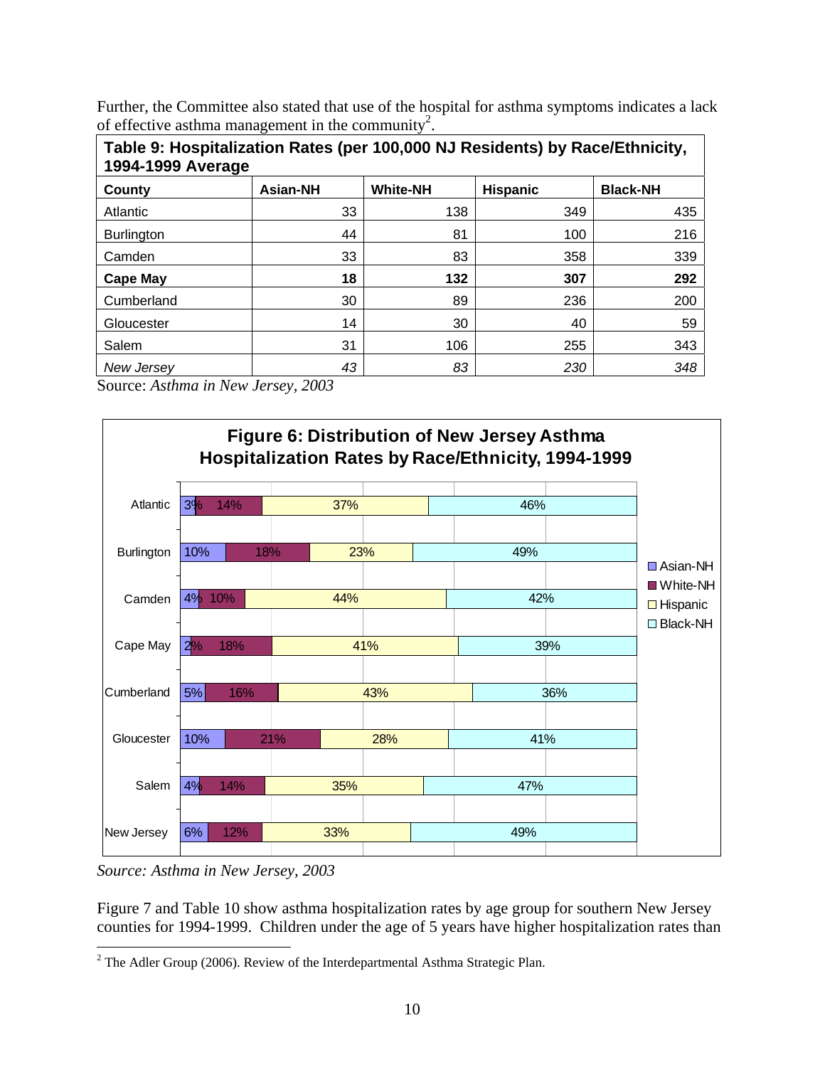Further, the Committee also stated that use of the hospital for asthma symptoms indicates a lack of effective asthma management in the community[2].

**Table 9: Hospitalization Rates (per 100,000 NJ Residents) by Race/Ethnicity, 1994-1999 Average**

| County | Asian-NH | White-NH | Hispanic | Black-NH |
|---|---|---|---|---|
| Atlantic | 33 | 138 | 349 | 435 |
| Burlington | 44 | 81 | 100 | 216 |
| Camden | 33 | 83 | 358 | 339 |
| **Cape May** | **18** | **132** | **307** | **292** |
| Cumberland | 30 | 89 | 236 | 200 |
| Gloucester | 14 | 30 | 40 | 59 |
| Salem | 31 | 106 | 255 | 343 |
| *New Jersey* | *43* | *83* | *230* | *348* |

Source: *Asthma in New Jersey, 2003*

**Figure 6: Distribution of New Jersey Asthma Hospitalization Rates by Race/Ethnicity, 1994-1999**

| County | Asian-NH | White-NH | Hispanic | Black-NH |
|---|---|---|---|---|
| Atlantic | 3% | 14% | 37% | 46% |
| Burlington | 10% | 18% | 23% | 49% |
| Camden | 4% | 10% | 44% | 42% |
| Cape May | 2% | 18% | 41% | 39% |
| Cumberland | 5% | 16% | 43% | 36% |
| Gloucester | 10% | 21% | 28% | 41% |
| Salem | 4% | 14% | 35% | 47% |
| New Jersey | 6% | 12% | 33% | 49% |

*Source: Asthma in New Jersey, 2003*

Figure 7 and Table 10 show asthma hospitalization rates by age group for southern New Jersey counties for 1994-1999. Children under the age of 5 years have higher hospitalization rates than

[2] The Adler Group (2006). Review of the Interdepartmental Asthma Strategic Plan.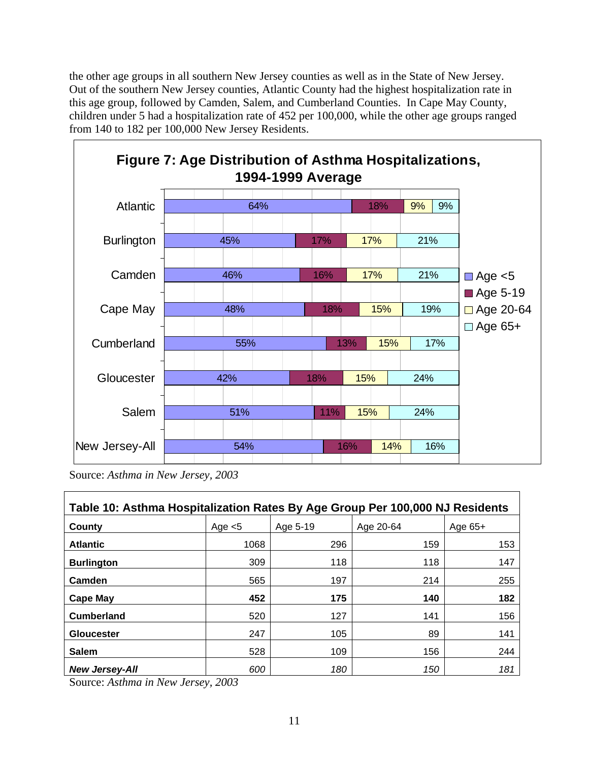the other age groups in all southern New Jersey counties as well as in the State of New Jersey. Out of the southern New Jersey counties, Atlantic County had the highest hospitalization rate in this age group, followed by Camden, Salem, and Cumberland Counties. In Cape May County, children under 5 had a hospitalization rate of 452 per 100,000, while the other age groups ranged from 140 to 182 per 100,000 New Jersey Residents.

**Figure 7: Age Distribution of Asthma Hospitalizations, 1994-1999 Average**

| County | Age <5 | Age 5-19 | Age 20-64 | Age 65+ |
|---|---|---|---|---|
| Atlantic | 64% | 18% | 9% | 9% |
| Burlington | 45% | 17% | 17% | 21% |
| Camden | 46% | 16% | 17% | 21% |
| Cape May | 48% | 18% | 15% | 19% |
| Cumberland | 55% | 13% | 15% | 17% |
| Gloucester | 42% | 18% | 15% | 24% |
| Salem | 51% | 11% | 15% | 24% |
| New Jersey-All | 54% | 16% | 14% | 16% |

Source: *Asthma in New Jersey, 2003*

**Table 10: Asthma Hospitalization Rates By Age Group Per 100,000 NJ Residents**

| County | Age <5 | Age 5-19 | Age 20-64 | Age 65+ |
|---|---|---|---|---|
| **Atlantic** | 1068 | 296 | 159 | 153 |
| **Burlington** | 309 | 118 | 118 | 147 |
| **Camden** | 565 | 197 | 214 | 255 |
| **Cape May** | **452** | **175** | **140** | **182** |
| **Cumberland** | 520 | 127 | 141 | 156 |
| **Gloucester** | 247 | 105 | 89 | 141 |
| **Salem** | 528 | 109 | 156 | 244 |
| ***New Jersey-All*** | *600* | *180* | *150* | *181* |

Source: *Asthma in New Jersey, 2003*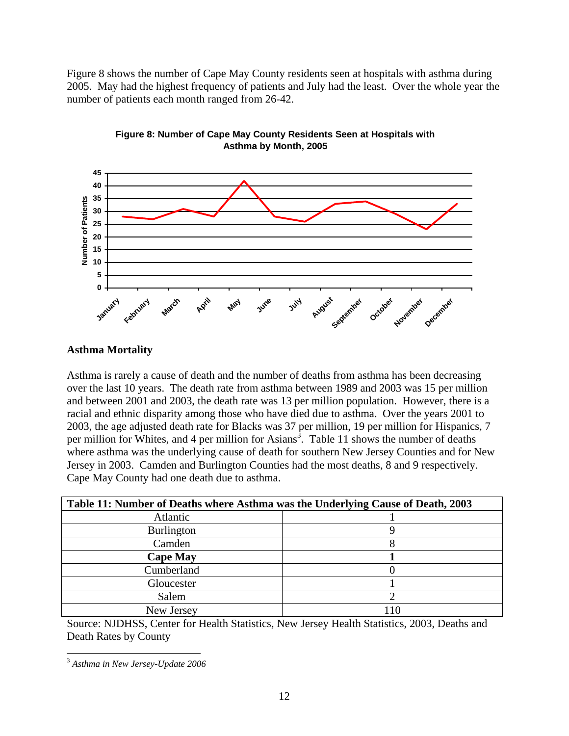Figure 8 shows the number of Cape May County residents seen at hospitals with asthma during 2005. May had the highest frequency of patients and July had the least. Over the whole year the number of patients each month ranged from 26-42.

**Figure 8: Number of Cape May County Residents Seen at Hospitals with Asthma by Month, 2005**

## Asthma Mortality

Asthma is rarely a cause of death and the number of deaths from asthma has been decreasing over the last 10 years. The death rate from asthma between 1989 and 2003 was 15 per million and between 2001 and 2003, the death rate was 13 per million population. However, there is a racial and ethnic disparity among those who have died due to asthma. Over the years 2001 to 2003, the age adjusted death rate for Blacks was 37 per million, 19 per million for Hispanics, 7 per million for Whites, and 4 per million for Asians[3]. Table 11 shows the number of deaths where asthma was the underlying cause of death for southern New Jersey Counties and for New Jersey in 2003. Camden and Burlington Counties had the most deaths, 8 and 9 respectively. Cape May County had one death due to asthma.

| Table 11: Number of Deaths where Asthma was the Underlying Cause of Death, 2003 | |
|---|---|
| Atlantic | 1 |
| Burlington | 9 |
| Camden | 8 |
| **Cape May** | **1** |
| Cumberland | 0 |
| Gloucester | 1 |
| Salem | 2 |
| New Jersey | 110 |

Source: NJDHSS, Center for Health Statistics, New Jersey Health Statistics, 2003, Deaths and Death Rates by County

[3] *Asthma in New Jersey-Update 2006*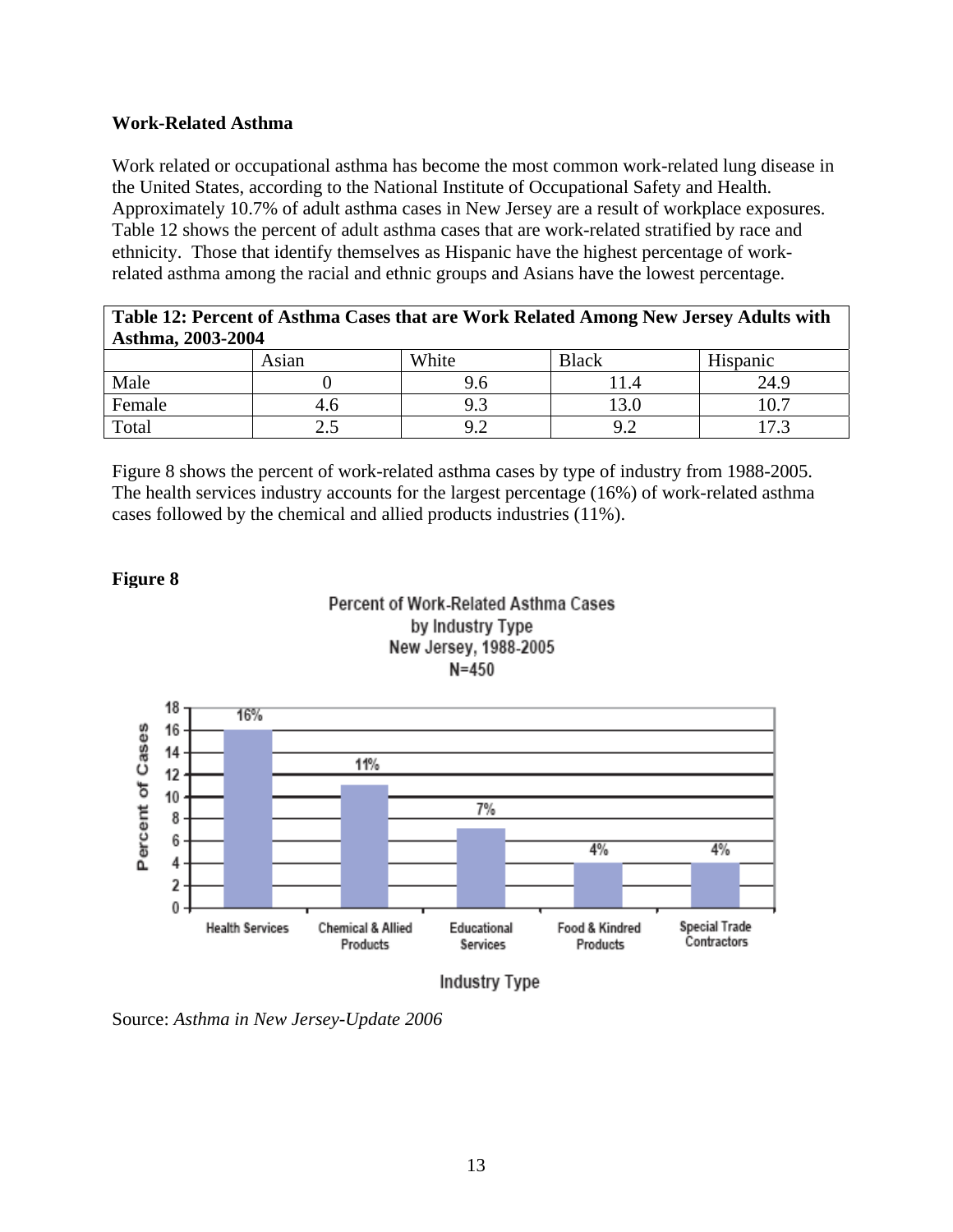**Work-Related Asthma**

Work related or occupational asthma has become the most common work-related lung disease in the United States, according to the National Institute of Occupational Safety and Health. Approximately 10.7% of adult asthma cases in New Jersey are a result of workplace exposures. Table 12 shows the percent of adult asthma cases that are work-related stratified by race and ethnicity. Those that identify themselves as Hispanic have the highest percentage of work-related asthma among the racial and ethnic groups and Asians have the lowest percentage.

**Table 12: Percent of Asthma Cases that are Work Related Among New Jersey Adults with Asthma, 2003-2004**

| | Asian | White | Black | Hispanic |
|---|---|---|---|---|
| Male | 0 | 9.6 | 11.4 | 24.9 |
| Female | 4.6 | 9.3 | 13.0 | 10.7 |
| Total | 2.5 | 9.2 | 9.2 | 17.3 |

Figure 8 shows the percent of work-related asthma cases by type of industry from 1988-2005. The health services industry accounts for the largest percentage (16%) of work-related asthma cases followed by the chemical and allied products industries (11%).

**Figure 8**

Percent of Work-Related Asthma Cases by Industry Type New Jersey, 1988-2005 N=450

| Industry Type | Percent of Cases |
|---|---|
| Health Services | 16% |
| Chemical & Allied Products | 11% |
| Educational Services | 7% |
| Food & Kindred Products | 4% |
| Special Trade Contractors | 4% |

Source: *Asthma in New Jersey-Update 2006*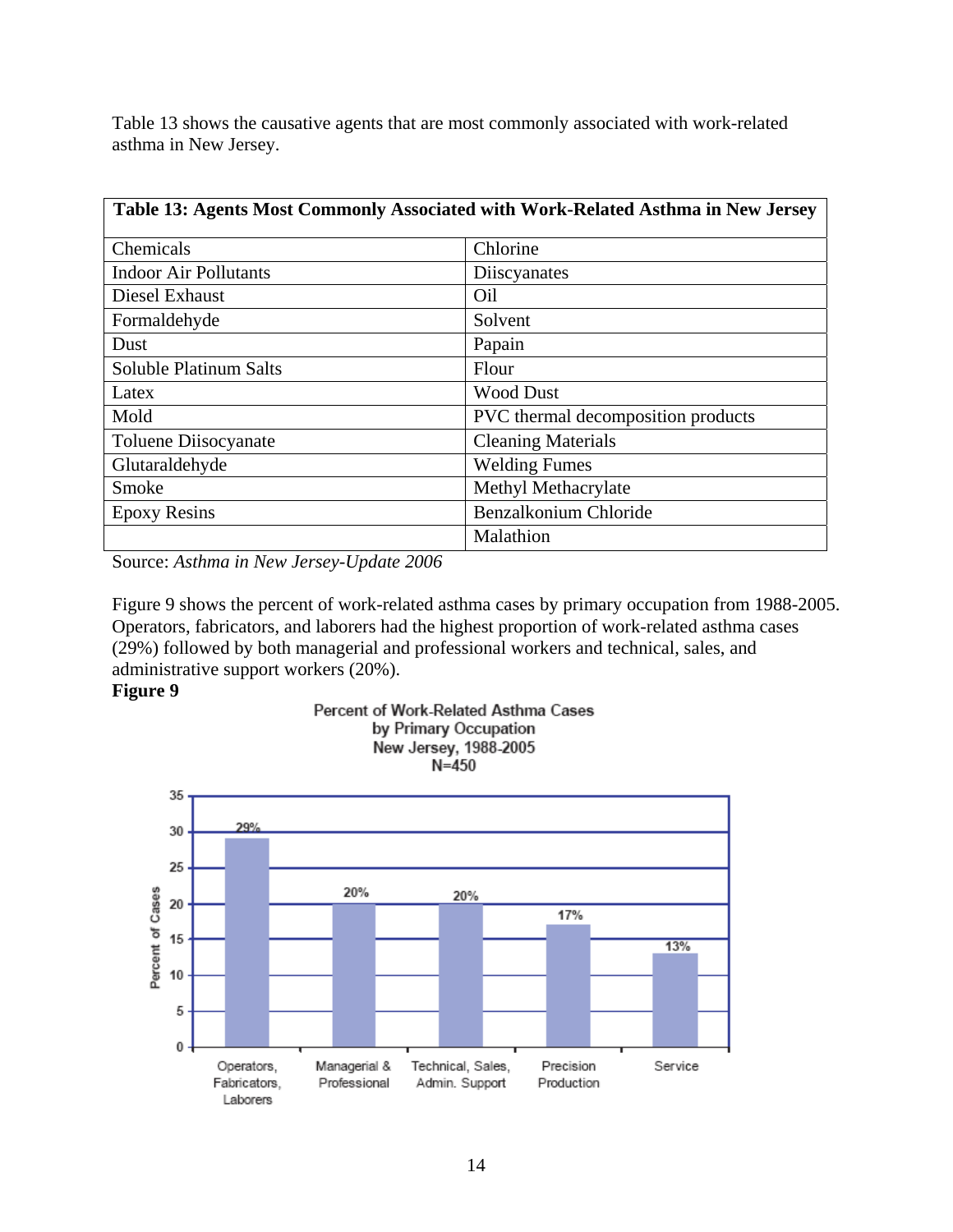Table 13 shows the causative agents that are most commonly associated with work-related asthma in New Jersey.

| Table 13: Agents Most Commonly Associated with Work-Related Asthma in New Jersey | |
|---|---|
| Chemicals | Chlorine |
| Indoor Air Pollutants | Diiscyanates |
| Diesel Exhaust | Oil |
| Formaldehyde | Solvent |
| Dust | Papain |
| Soluble Platinum Salts | Flour |
| Latex | Wood Dust |
| Mold | PVC thermal decomposition products |
| Toluene Diisocyanate | Cleaning Materials |
| Glutaraldehyde | Welding Fumes |
| Smoke | Methyl Methacrylate |
| Epoxy Resins | Benzalkonium Chloride |
| | Malathion |

Source: *Asthma in New Jersey-Update 2006*

Figure 9 shows the percent of work-related asthma cases by primary occupation from 1988-2005. Operators, fabricators, and laborers had the highest proportion of work-related asthma cases (29%) followed by both managerial and professional workers and technical, sales, and administrative support workers (20%).

**Figure 9**

Percent of Work-Related Asthma Cases by Primary Occupation
New Jersey, 1988-2005
N=450

| Primary Occupation | Percent of Cases |
|---|---|
| Operators, Fabricators, Laborers | 29% |
| Managerial & Professional | 20% |
| Technical, Sales, Admin. Support | 20% |
| Precision Production | 17% |
| Service | 13% |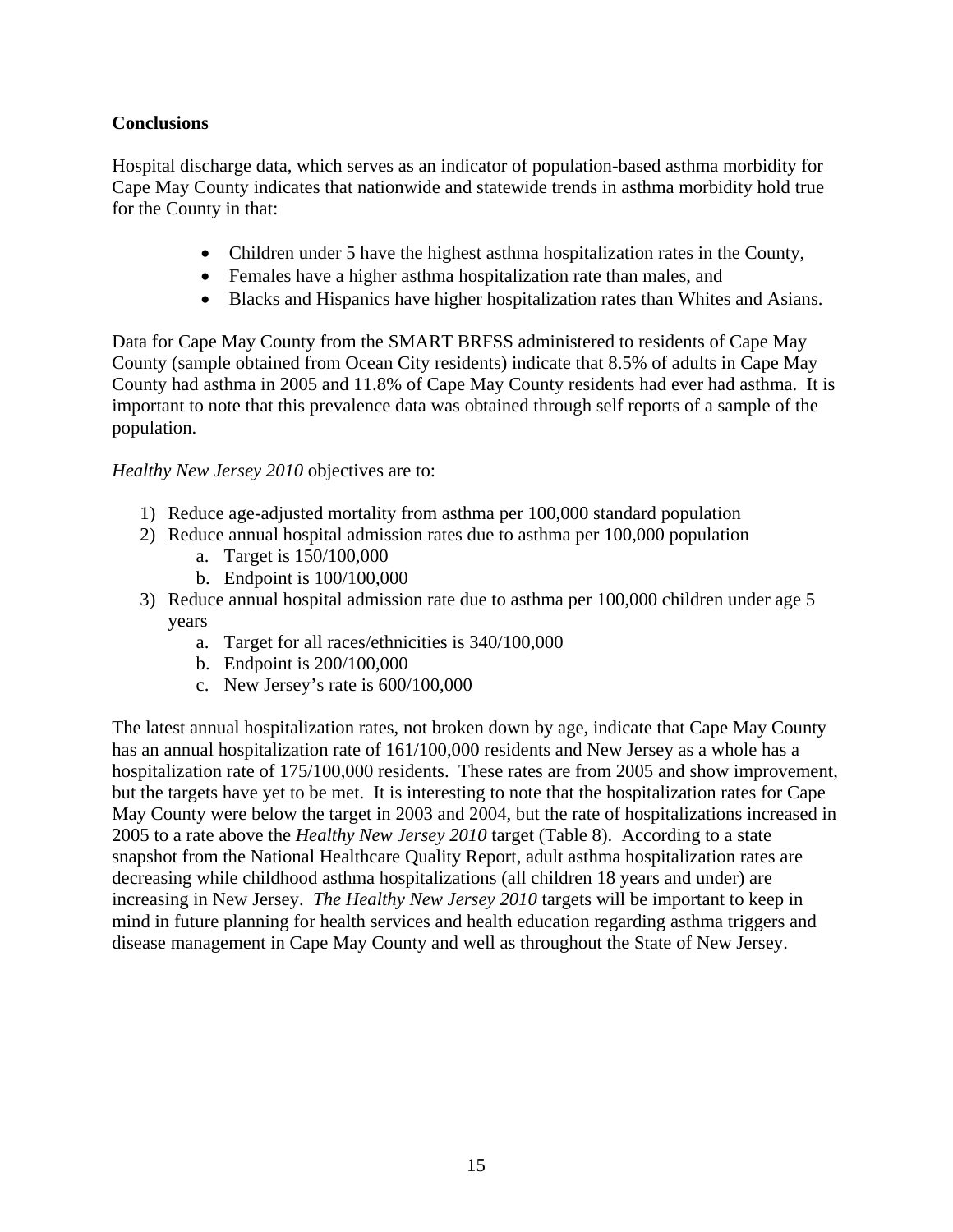**Conclusions**

Hospital discharge data, which serves as an indicator of population-based asthma morbidity for Cape May County indicates that nationwide and statewide trends in asthma morbidity hold true for the County in that:

- Children under 5 have the highest asthma hospitalization rates in the County,
- Females have a higher asthma hospitalization rate than males, and
- Blacks and Hispanics have higher hospitalization rates than Whites and Asians.

Data for Cape May County from the SMART BRFSS administered to residents of Cape May County (sample obtained from Ocean City residents) indicate that 8.5% of adults in Cape May County had asthma in 2005 and 11.8% of Cape May County residents had ever had asthma. It is important to note that this prevalence data was obtained through self reports of a sample of the population.

*Healthy New Jersey 2010* objectives are to:

1) Reduce age-adjusted mortality from asthma per 100,000 standard population
2) Reduce annual hospital admission rates due to asthma per 100,000 population
    a. Target is 150/100,000
    b. Endpoint is 100/100,000
3) Reduce annual hospital admission rate due to asthma per 100,000 children under age 5 years
    a. Target for all races/ethnicities is 340/100,000
    b. Endpoint is 200/100,000
    c. New Jersey's rate is 600/100,000

The latest annual hospitalization rates, not broken down by age, indicate that Cape May County has an annual hospitalization rate of 161/100,000 residents and New Jersey as a whole has a hospitalization rate of 175/100,000 residents. These rates are from 2005 and show improvement, but the targets have yet to be met. It is interesting to note that the hospitalization rates for Cape May County were below the target in 2003 and 2004, but the rate of hospitalizations increased in 2005 to a rate above the *Healthy New Jersey 2010* target (Table 8). According to a state snapshot from the National Healthcare Quality Report, adult asthma hospitalization rates are decreasing while childhood asthma hospitalizations (all children 18 years and under) are increasing in New Jersey. *The Healthy New Jersey 2010* targets will be important to keep in mind in future planning for health services and health education regarding asthma triggers and disease management in Cape May County and well as throughout the State of New Jersey.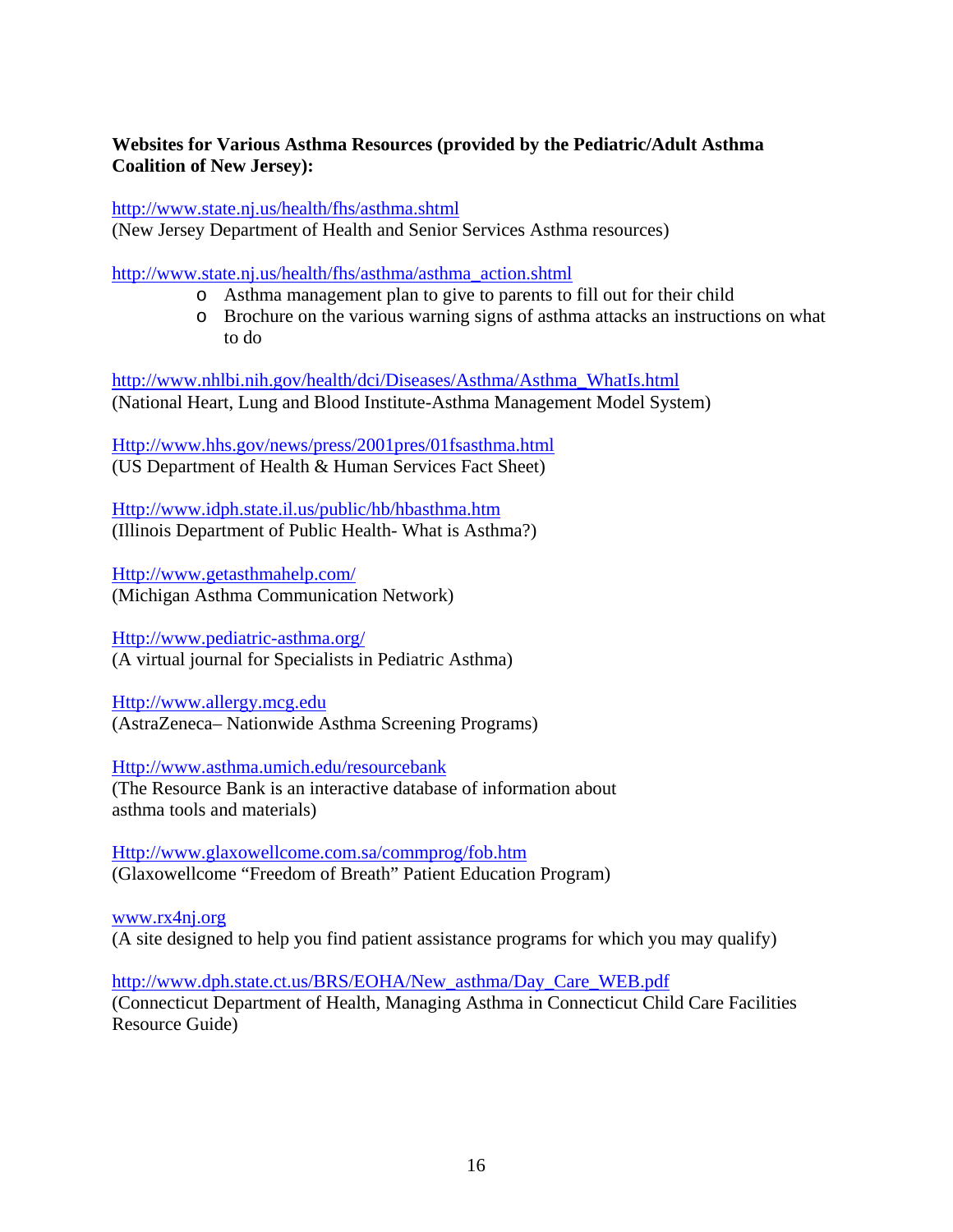**Websites for Various Asthma Resources (provided by the Pediatric/Adult Asthma Coalition of New Jersey):**

http://www.state.nj.us/health/fhs/asthma.shtml
(New Jersey Department of Health and Senior Services Asthma resources)

http://www.state.nj.us/health/fhs/asthma/asthma_action.shtml

- Asthma management plan to give to parents to fill out for their child
- Brochure on the various warning signs of asthma attacks an instructions on what to do

http://www.nhlbi.nih.gov/health/dci/Diseases/Asthma/Asthma_WhatIs.html
(National Heart, Lung and Blood Institute-Asthma Management Model System)

Http://www.hhs.gov/news/press/2001pres/01fsasthma.html
(US Department of Health & Human Services Fact Sheet)

Http://www.idph.state.il.us/public/hb/hbasthma.htm
(Illinois Department of Public Health- What is Asthma?)

Http://www.getasthmahelp.com/
(Michigan Asthma Communication Network)

Http://www.pediatric-asthma.org/
(A virtual journal for Specialists in Pediatric Asthma)

Http://www.allergy.mcg.edu
(AstraZeneca– Nationwide Asthma Screening Programs)

Http://www.asthma.umich.edu/resourcebank
(The Resource Bank is an interactive database of information about asthma tools and materials)

Http://www.glaxowellcome.com.sa/commprog/fob.htm
(Glaxowellcome "Freedom of Breath" Patient Education Program)

www.rx4nj.org
(A site designed to help you find patient assistance programs for which you may qualify)

http://www.dph.state.ct.us/BRS/EOHA/New_asthma/Day_Care_WEB.pdf
(Connecticut Department of Health, Managing Asthma in Connecticut Child Care Facilities Resource Guide)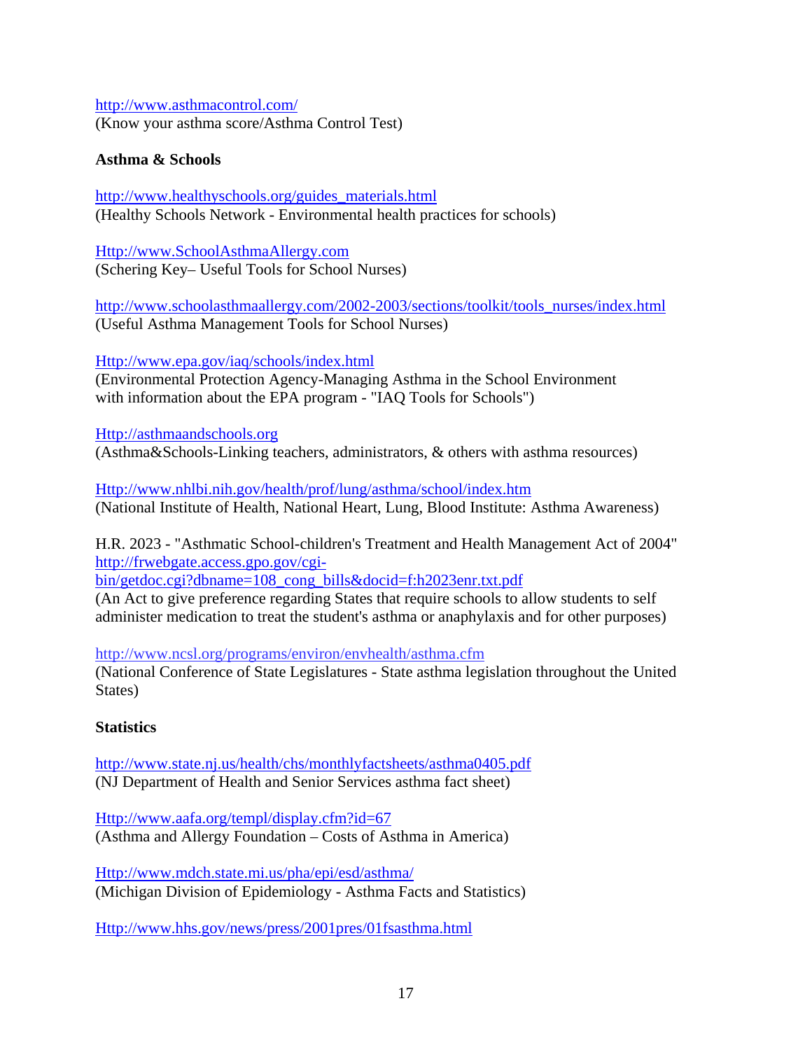http://www.asthmacontrol.com/
(Know your asthma score/Asthma Control Test)

**Asthma & Schools**

http://www.healthyschools.org/guides_materials.html
(Healthy Schools Network - Environmental health practices for schools)

Http://www.SchoolAsthmaAllergy.com
(Schering Key– Useful Tools for School Nurses)

http://www.schoolasthmaallergy.com/2002-2003/sections/toolkit/tools_nurses/index.html
(Useful Asthma Management Tools for School Nurses)

Http://www.epa.gov/iaq/schools/index.html
(Environmental Protection Agency-Managing Asthma in the School Environment with information about the EPA program - "IAQ Tools for Schools")

Http://asthmaandschools.org
(Asthma&Schools-Linking teachers, administrators, & others with asthma resources)

Http://www.nhlbi.nih.gov/health/prof/lung/asthma/school/index.htm
(National Institute of Health, National Heart, Lung, Blood Institute: Asthma Awareness)

H.R. 2023 - "Asthmatic School-children's Treatment and Health Management Act of 2004"
http://frwebgate.access.gpo.gov/cgi-bin/getdoc.cgi?dbname=108_cong_bills&docid=f:h2023enr.txt.pdf
(An Act to give preference regarding States that require schools to allow students to self administer medication to treat the student's asthma or anaphylaxis and for other purposes)

http://www.ncsl.org/programs/environ/envhealth/asthma.cfm
(National Conference of State Legislatures - State asthma legislation throughout the United States)

**Statistics**

http://www.state.nj.us/health/chs/monthlyfactsheets/asthma0405.pdf
(NJ Department of Health and Senior Services asthma fact sheet)

Http://www.aafa.org/templ/display.cfm?id=67
(Asthma and Allergy Foundation – Costs of Asthma in America)

Http://www.mdch.state.mi.us/pha/epi/esd/asthma/
(Michigan Division of Epidemiology - Asthma Facts and Statistics)

Http://www.hhs.gov/news/press/2001pres/01fsasthma.html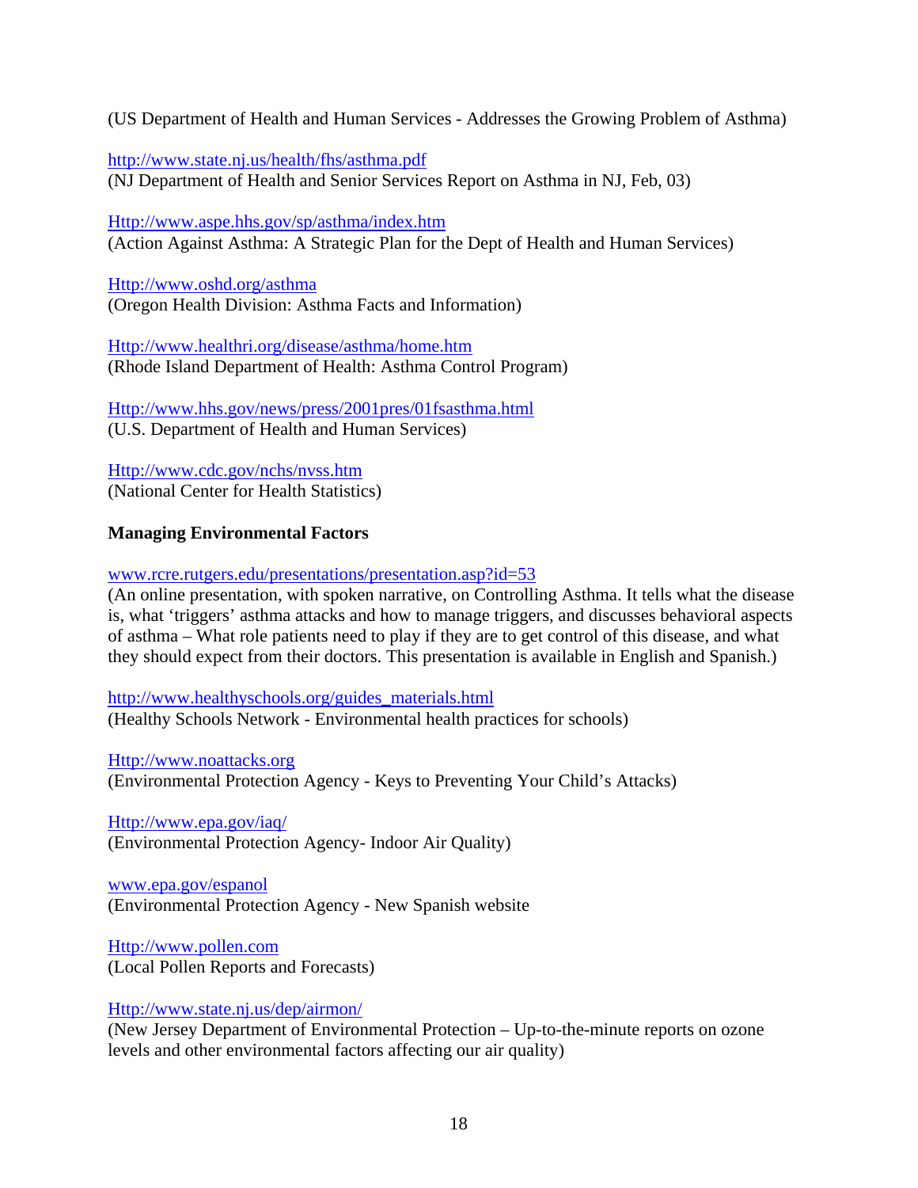(US Department of Health and Human Services - Addresses the Growing Problem of Asthma)

http://www.state.nj.us/health/fhs/asthma.pdf
(NJ Department of Health and Senior Services Report on Asthma in NJ, Feb, 03)

Http://www.aspe.hhs.gov/sp/asthma/index.htm
(Action Against Asthma: A Strategic Plan for the Dept of Health and Human Services)

Http://www.oshd.org/asthma
(Oregon Health Division: Asthma Facts and Information)

Http://www.healthri.org/disease/asthma/home.htm
(Rhode Island Department of Health: Asthma Control Program)

Http://www.hhs.gov/news/press/2001pres/01fsasthma.html
(U.S. Department of Health and Human Services)

Http://www.cdc.gov/nchs/nvss.htm
(National Center for Health Statistics)

**Managing Environmental Factors**

www.rcre.rutgers.edu/presentations/presentation.asp?id=53
(An online presentation, with spoken narrative, on Controlling Asthma. It tells what the disease is, what 'triggers' asthma attacks and how to manage triggers, and discusses behavioral aspects of asthma – What role patients need to play if they are to get control of this disease, and what they should expect from their doctors. This presentation is available in English and Spanish.)

http://www.healthyschools.org/guides_materials.html
(Healthy Schools Network - Environmental health practices for schools)

Http://www.noattacks.org
(Environmental Protection Agency - Keys to Preventing Your Child's Attacks)

Http://www.epa.gov/iaq/
(Environmental Protection Agency- Indoor Air Quality)

www.epa.gov/espanol
(Environmental Protection Agency - New Spanish website

Http://www.pollen.com
(Local Pollen Reports and Forecasts)

Http://www.state.nj.us/dep/airmon/
(New Jersey Department of Environmental Protection – Up-to-the-minute reports on ozone levels and other environmental factors affecting our air quality)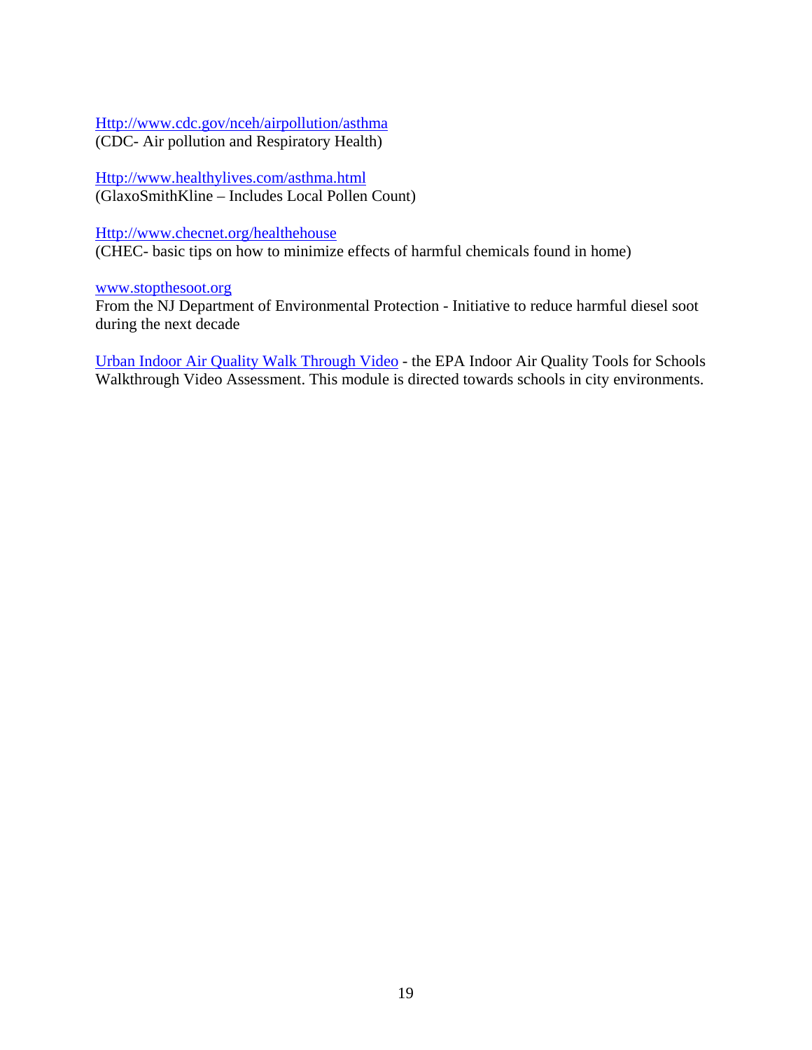[Http://www.cdc.gov/nceh/airpollution/asthma](Http://www.cdc.gov/nceh/airpollution/asthma)
(CDC- Air pollution and Respiratory Health)

[Http://www.healthylives.com/asthma.html](Http://www.healthylives.com/asthma.html)
(GlaxoSmithKline – Includes Local Pollen Count)

[Http://www.checnet.org/healthehouse](Http://www.checnet.org/healthehouse)
(CHEC- basic tips on how to minimize effects of harmful chemicals found in home)

[www.stopthesoot.org](www.stopthesoot.org)
From the NJ Department of Environmental Protection - Initiative to reduce harmful diesel soot during the next decade

Urban Indoor Air Quality Walk Through Video - the EPA Indoor Air Quality Tools for Schools Walkthrough Video Assessment. This module is directed towards schools in city environments.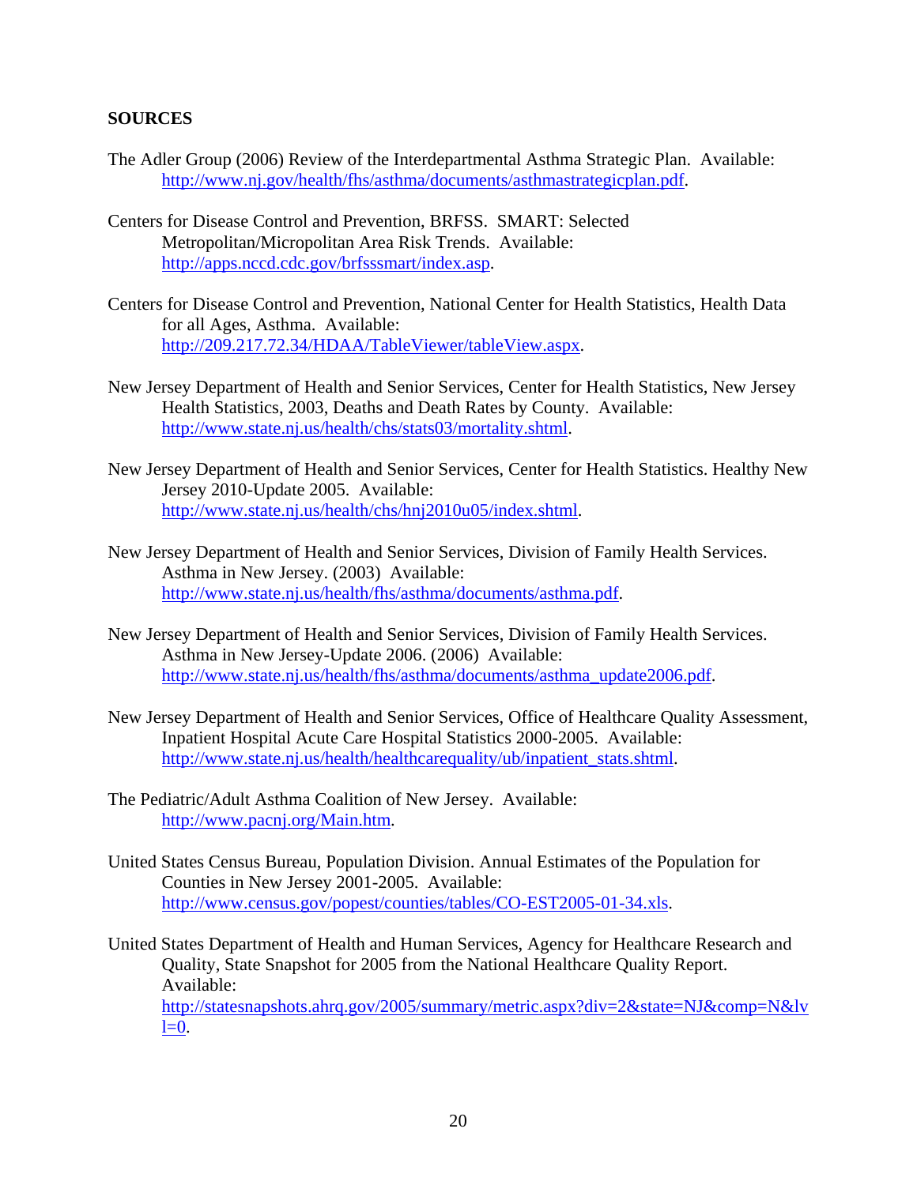**SOURCES**

The Adler Group (2006) Review of the Interdepartmental Asthma Strategic Plan. Available: http://www.nj.gov/health/fhs/asthma/documents/asthmastrategicplan.pdf.

Centers for Disease Control and Prevention, BRFSS. SMART: Selected Metropolitan/Micropolitan Area Risk Trends. Available: http://apps.nccd.cdc.gov/brfsssmart/index.asp.

Centers for Disease Control and Prevention, National Center for Health Statistics, Health Data for all Ages, Asthma. Available: http://209.217.72.34/HDAA/TableViewer/tableView.aspx.

New Jersey Department of Health and Senior Services, Center for Health Statistics, New Jersey Health Statistics, 2003, Deaths and Death Rates by County. Available: http://www.state.nj.us/health/chs/stats03/mortality.shtml.

New Jersey Department of Health and Senior Services, Center for Health Statistics. Healthy New Jersey 2010-Update 2005. Available: http://www.state.nj.us/health/chs/hnj2010u05/index.shtml.

New Jersey Department of Health and Senior Services, Division of Family Health Services. Asthma in New Jersey. (2003) Available: http://www.state.nj.us/health/fhs/asthma/documents/asthma.pdf.

New Jersey Department of Health and Senior Services, Division of Family Health Services. Asthma in New Jersey-Update 2006. (2006) Available: http://www.state.nj.us/health/fhs/asthma/documents/asthma_update2006.pdf.

New Jersey Department of Health and Senior Services, Office of Healthcare Quality Assessment, Inpatient Hospital Acute Care Hospital Statistics 2000-2005. Available: http://www.state.nj.us/health/healthcarequality/ub/inpatient_stats.shtml.

The Pediatric/Adult Asthma Coalition of New Jersey. Available: http://www.pacnj.org/Main.htm.

United States Census Bureau, Population Division. Annual Estimates of the Population for Counties in New Jersey 2001-2005. Available: http://www.census.gov/popest/counties/tables/CO-EST2005-01-34.xls.

United States Department of Health and Human Services, Agency for Healthcare Research and Quality, State Snapshot for 2005 from the National Healthcare Quality Report. Available: http://statesnapshots.ahrq.gov/2005/summary/metric.aspx?div=2&state=NJ&comp=N&lvl=0.